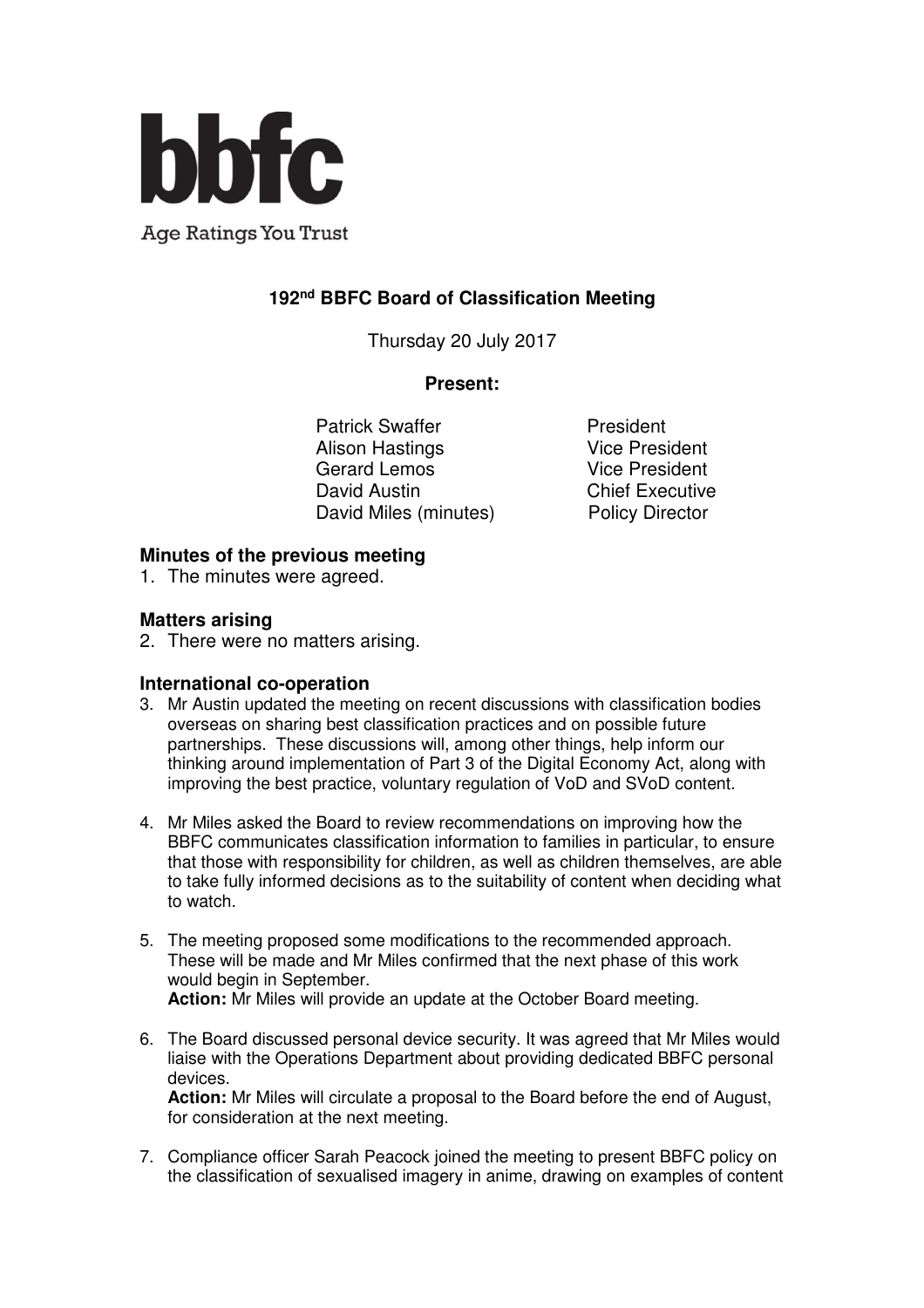**bbfc**

Age Ratings You Trust

**192nd BBFC Board of Classification Meeting**

Thursday 20 July 2017

**Present:**

| | |
|---|---|
| Patrick Swaffer | President |
| Alison Hastings | Vice President |
| Gerard Lemos | Vice President |
| David Austin | Chief Executive |
| David Miles (minutes) | Policy Director |

### Minutes of the previous meeting

1. The minutes were agreed.

### Matters arising

2. There were no matters arising.

### International co-operation

3. Mr Austin updated the meeting on recent discussions with classification bodies overseas on sharing best classification practices and on possible future partnerships. These discussions will, among other things, help inform our thinking around implementation of Part 3 of the Digital Economy Act, along with improving the best practice, voluntary regulation of VoD and SVoD content.

4. Mr Miles asked the Board to review recommendations on improving how the BBFC communicates classification information to families in particular, to ensure that those with responsibility for children, as well as children themselves, are able to take fully informed decisions as to the suitability of content when deciding what to watch.

5. The meeting proposed some modifications to the recommended approach. These will be made and Mr Miles confirmed that the next phase of this work would begin in September.
   **Action:** Mr Miles will provide an update at the October Board meeting.

6. The Board discussed personal device security. It was agreed that Mr Miles would liaise with the Operations Department about providing dedicated BBFC personal devices.
   **Action:** Mr Miles will circulate a proposal to the Board before the end of August, for consideration at the next meeting.

7. Compliance officer Sarah Peacock joined the meeting to present BBFC policy on the classification of sexualised imagery in anime, drawing on examples of content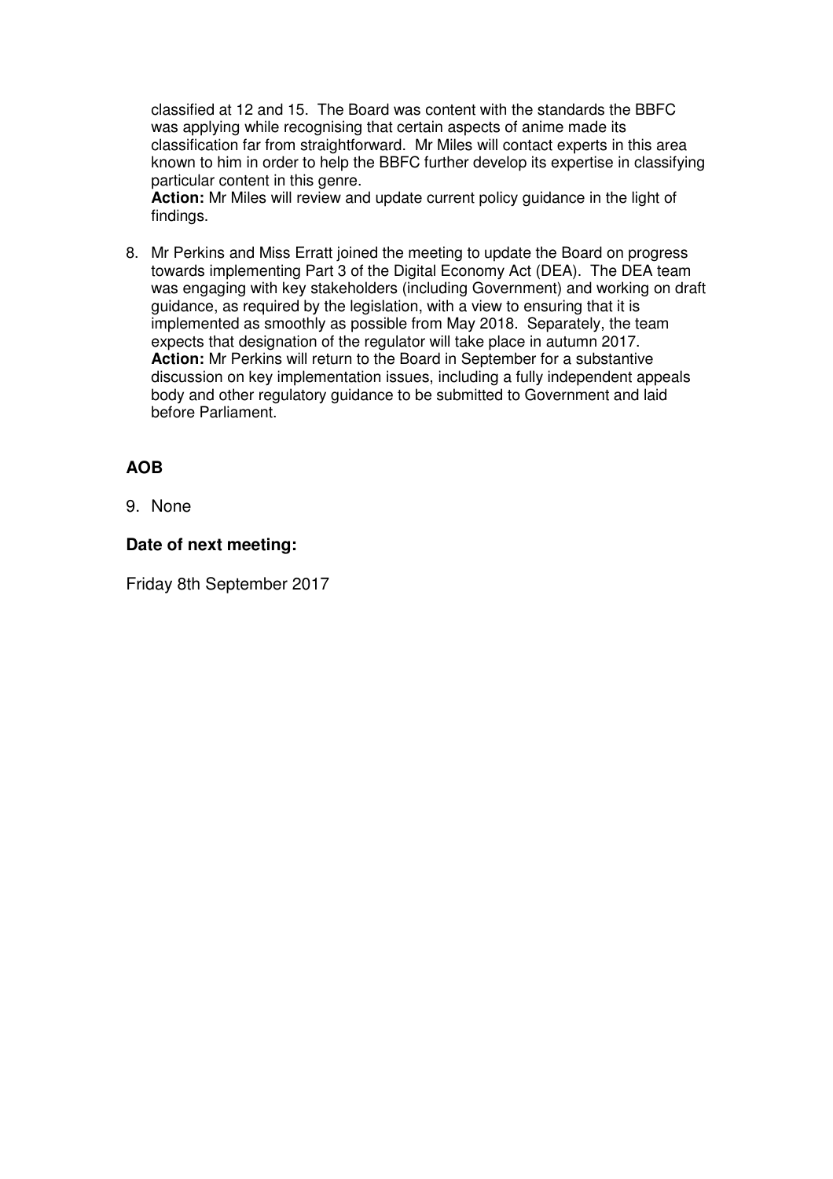classified at 12 and 15. The Board was content with the standards the BBFC was applying while recognising that certain aspects of anime made its classification far from straightforward. Mr Miles will contact experts in this area known to him in order to help the BBFC further develop its expertise in classifying particular content in this genre.
**Action:** Mr Miles will review and update current policy guidance in the light of findings.

8. Mr Perkins and Miss Erratt joined the meeting to update the Board on progress towards implementing Part 3 of the Digital Economy Act (DEA). The DEA team was engaging with key stakeholders (including Government) and working on draft guidance, as required by the legislation, with a view to ensuring that it is implemented as smoothly as possible from May 2018. Separately, the team expects that designation of the regulator will take place in autumn 2017.
   **Action:** Mr Perkins will return to the Board in September for a substantive discussion on key implementation issues, including a fully independent appeals body and other regulatory guidance to be submitted to Government and laid before Parliament.

## AOB

9. None

### Date of next meeting:

Friday 8th September 2017